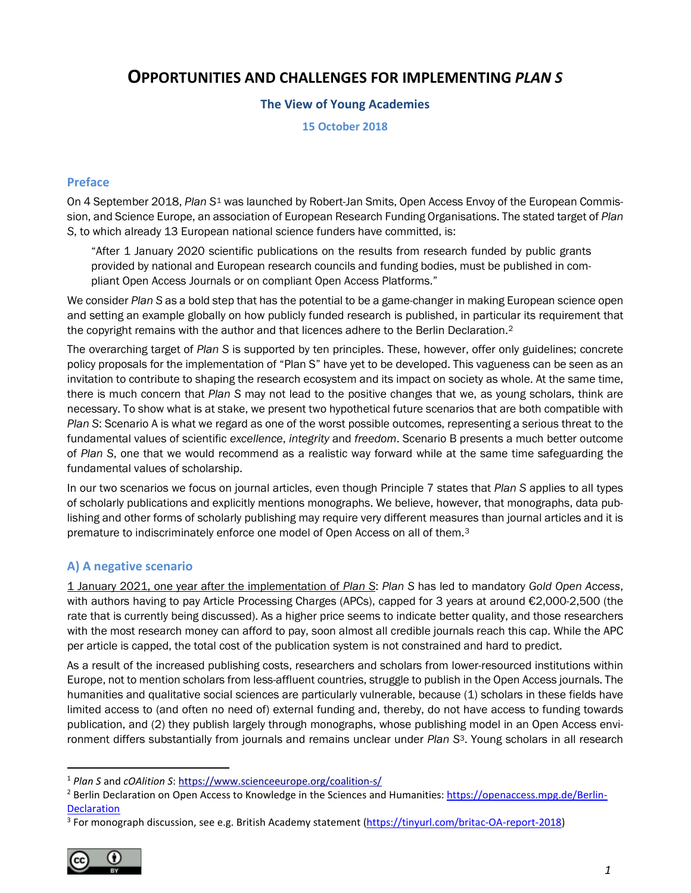# OPPORTUNITIES AND CHALLENGES FOR IMPLEMENTING *PLAN S*

**The View of Young Academies**

**15 October 2018**

## Preface

On 4 September 2018, *Plan S*[1] was launched by Robert-Jan Smits, Open Access Envoy of the European Commission, and Science Europe, an association of European Research Funding Organisations. The stated target of *Plan S*, to which already 13 European national science funders have committed, is:

> "After 1 January 2020 scientific publications on the results from research funded by public grants provided by national and European research councils and funding bodies, must be published in compliant Open Access Journals or on compliant Open Access Platforms."

We consider *Plan S* as a bold step that has the potential to be a game-changer in making European science open and setting an example globally on how publicly funded research is published, in particular its requirement that the copyright remains with the author and that licences adhere to the Berlin Declaration.[2]

The overarching target of *Plan S* is supported by ten principles. These, however, offer only guidelines; concrete policy proposals for the implementation of "Plan S" have yet to be developed. This vagueness can be seen as an invitation to contribute to shaping the research ecosystem and its impact on society as whole. At the same time, there is much concern that *Plan S* may not lead to the positive changes that we, as young scholars, think are necessary. To show what is at stake, we present two hypothetical future scenarios that are both compatible with *Plan S*: Scenario A is what we regard as one of the worst possible outcomes, representing a serious threat to the fundamental values of scientific *excellence*, *integrity* and *freedom*. Scenario B presents a much better outcome of *Plan S*, one that we would recommend as a realistic way forward while at the same time safeguarding the fundamental values of scholarship.

In our two scenarios we focus on journal articles, even though Principle 7 states that *Plan S* applies to all types of scholarly publications and explicitly mentions monographs. We believe, however, that monographs, data publishing and other forms of scholarly publishing may require very different measures than journal articles and it is premature to indiscriminately enforce one model of Open Access on all of them.[3]

## A) A negative scenario

1 January 2021, one year after the implementation of *Plan S*: *Plan S* has led to mandatory *Gold Open Access*, with authors having to pay Article Processing Charges (APCs), capped for 3 years at around €2,000-2,500 (the rate that is currently being discussed). As a higher price seems to indicate better quality, and those researchers with the most research money can afford to pay, soon almost all credible journals reach this cap. While the APC per article is capped, the total cost of the publication system is not constrained and hard to predict.

As a result of the increased publishing costs, researchers and scholars from lower-resourced institutions within Europe, not to mention scholars from less-affluent countries, struggle to publish in the Open Access journals. The humanities and qualitative social sciences are particularly vulnerable, because (1) scholars in these fields have limited access to (and often no need of) external funding and, thereby, do not have access to funding towards publication, and (2) they publish largely through monographs, whose publishing model in an Open Access environment differs substantially from journals and remains unclear under *Plan S*[3]. Young scholars in all research

---

[1] *Plan S* and *cOAlition S*: https://www.scienceeurope.org/coalition-s/

[2] Berlin Declaration on Open Access to Knowledge in the Sciences and Humanities: https://openaccess.mpg.de/Berlin-Declaration

[3] For monograph discussion, see e.g. British Academy statement (https://tinyurl.com/britac-OA-report-2018)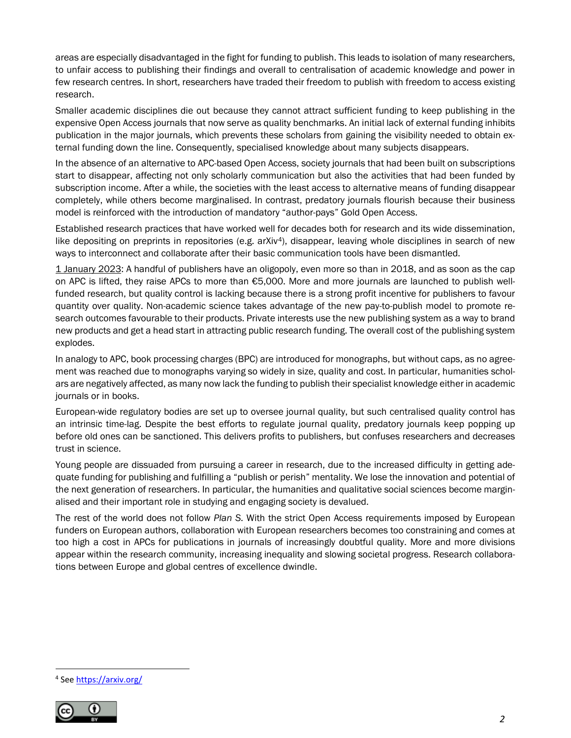areas are especially disadvantaged in the fight for funding to publish. This leads to isolation of many researchers, to unfair access to publishing their findings and overall to centralisation of academic knowledge and power in few research centres. In short, researchers have traded their freedom to publish with freedom to access existing research.

Smaller academic disciplines die out because they cannot attract sufficient funding to keep publishing in the expensive Open Access journals that now serve as quality benchmarks. An initial lack of external funding inhibits publication in the major journals, which prevents these scholars from gaining the visibility needed to obtain external funding down the line. Consequently, specialised knowledge about many subjects disappears.

In the absence of an alternative to APC-based Open Access, society journals that had been built on subscriptions start to disappear, affecting not only scholarly communication but also the activities that had been funded by subscription income. After a while, the societies with the least access to alternative means of funding disappear completely, while others become marginalised. In contrast, predatory journals flourish because their business model is reinforced with the introduction of mandatory "author-pays" Gold Open Access.

Established research practices that have worked well for decades both for research and its wide dissemination, like depositing on preprints in repositories (e.g. arXiv[4]), disappear, leaving whole disciplines in search of new ways to interconnect and collaborate after their basic communication tools have been dismantled.

<u>1 January 2023</u>: A handful of publishers have an oligopoly, even more so than in 2018, and as soon as the cap on APC is lifted, they raise APCs to more than €5,000. More and more journals are launched to publish well-funded research, but quality control is lacking because there is a strong profit incentive for publishers to favour quantity over quality. Non-academic science takes advantage of the new pay-to-publish model to promote research outcomes favourable to their products. Private interests use the new publishing system as a way to brand new products and get a head start in attracting public research funding. The overall cost of the publishing system explodes.

In analogy to APC, book processing charges (BPC) are introduced for monographs, but without caps, as no agreement was reached due to monographs varying so widely in size, quality and cost. In particular, humanities scholars are negatively affected, as many now lack the funding to publish their specialist knowledge either in academic journals or in books.

European-wide regulatory bodies are set up to oversee journal quality, but such centralised quality control has an intrinsic time-lag. Despite the best efforts to regulate journal quality, predatory journals keep popping up before old ones can be sanctioned. This delivers profits to publishers, but confuses researchers and decreases trust in science.

Young people are dissuaded from pursuing a career in research, due to the increased difficulty in getting adequate funding for publishing and fulfilling a "publish or perish" mentality. We lose the innovation and potential of the next generation of researchers. In particular, the humanities and qualitative social sciences become marginalised and their important role in studying and engaging society is devalued.

The rest of the world does not follow *Plan S*. With the strict Open Access requirements imposed by European funders on European authors, collaboration with European researchers becomes too constraining and comes at too high a cost in APCs for publications in journals of increasingly doubtful quality. More and more divisions appear within the research community, increasing inequality and slowing societal progress. Research collaborations between Europe and global centres of excellence dwindle.

---

[4] See https://arxiv.org/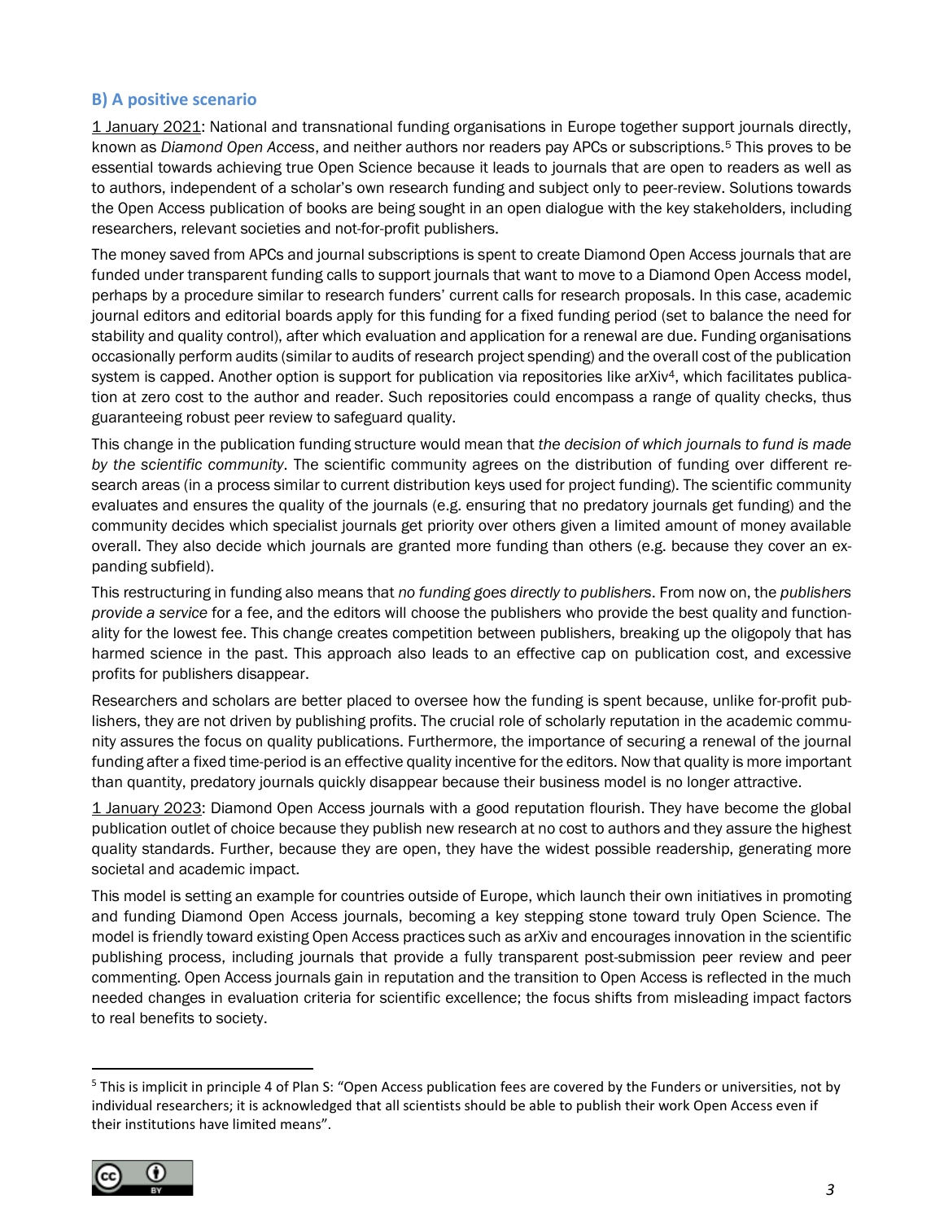### B) A positive scenario

1 January 2021: National and transnational funding organisations in Europe together support journals directly, known as *Diamond Open Access*, and neither authors nor readers pay APCs or subscriptions.[5] This proves to be essential towards achieving true Open Science because it leads to journals that are open to readers as well as to authors, independent of a scholar's own research funding and subject only to peer-review. Solutions towards the Open Access publication of books are being sought in an open dialogue with the key stakeholders, including researchers, relevant societies and not-for-profit publishers.

The money saved from APCs and journal subscriptions is spent to create Diamond Open Access journals that are funded under transparent funding calls to support journals that want to move to a Diamond Open Access model, perhaps by a procedure similar to research funders' current calls for research proposals. In this case, academic journal editors and editorial boards apply for this funding for a fixed funding period (set to balance the need for stability and quality control), after which evaluation and application for a renewal are due. Funding organisations occasionally perform audits (similar to audits of research project spending) and the overall cost of the publication system is capped. Another option is support for publication via repositories like arXiv[4], which facilitates publication at zero cost to the author and reader. Such repositories could encompass a range of quality checks, thus guaranteeing robust peer review to safeguard quality.

This change in the publication funding structure would mean that *the decision of which journals to fund is made by the scientific community*. The scientific community agrees on the distribution of funding over different research areas (in a process similar to current distribution keys used for project funding). The scientific community evaluates and ensures the quality of the journals (e.g. ensuring that no predatory journals get funding) and the community decides which specialist journals get priority over others given a limited amount of money available overall. They also decide which journals are granted more funding than others (e.g. because they cover an expanding subfield).

This restructuring in funding also means that *no funding goes directly to publishers*. From now on, the *publishers provide a service* for a fee, and the editors will choose the publishers who provide the best quality and functionality for the lowest fee. This change creates competition between publishers, breaking up the oligopoly that has harmed science in the past. This approach also leads to an effective cap on publication cost, and excessive profits for publishers disappear.

Researchers and scholars are better placed to oversee how the funding is spent because, unlike for-profit publishers, they are not driven by publishing profits. The crucial role of scholarly reputation in the academic community assures the focus on quality publications. Furthermore, the importance of securing a renewal of the journal funding after a fixed time-period is an effective quality incentive for the editors. Now that quality is more important than quantity, predatory journals quickly disappear because their business model is no longer attractive.

1 January 2023: Diamond Open Access journals with a good reputation flourish. They have become the global publication outlet of choice because they publish new research at no cost to authors and they assure the highest quality standards. Further, because they are open, they have the widest possible readership, generating more societal and academic impact.

This model is setting an example for countries outside of Europe, which launch their own initiatives in promoting and funding Diamond Open Access journals, becoming a key stepping stone toward truly Open Science. The model is friendly toward existing Open Access practices such as arXiv and encourages innovation in the scientific publishing process, including journals that provide a fully transparent post-submission peer review and peer commenting. Open Access journals gain in reputation and the transition to Open Access is reflected in the much needed changes in evaluation criteria for scientific excellence; the focus shifts from misleading impact factors to real benefits to society.

---

[5] This is implicit in principle 4 of Plan S: "Open Access publication fees are covered by the Funders or universities, not by individual researchers; it is acknowledged that all scientists should be able to publish their work Open Access even if their institutions have limited means".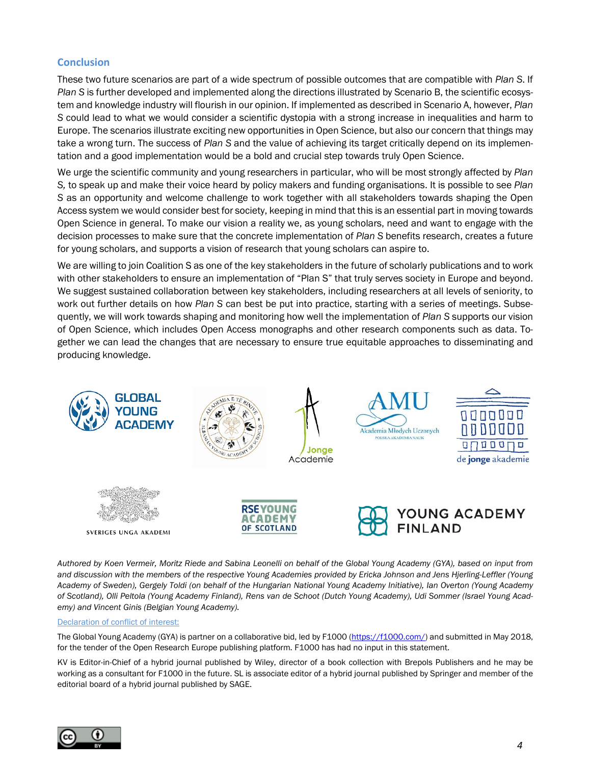## Conclusion

These two future scenarios are part of a wide spectrum of possible outcomes that are compatible with *Plan S*. If *Plan S* is further developed and implemented along the directions illustrated by Scenario B, the scientific ecosystem and knowledge industry will flourish in our opinion. If implemented as described in Scenario A, however, *Plan S* could lead to what we would consider a scientific dystopia with a strong increase in inequalities and harm to Europe. The scenarios illustrate exciting new opportunities in Open Science, but also our concern that things may take a wrong turn. The success of *Plan S* and the value of achieving its target critically depend on its implementation and a good implementation would be a bold and crucial step towards truly Open Science.

We urge the scientific community and young researchers in particular, who will be most strongly affected by *Plan S,* to speak up and make their voice heard by policy makers and funding organisations. It is possible to see *Plan S* as an opportunity and welcome challenge to work together with all stakeholders towards shaping the Open Access system we would consider best for society, keeping in mind that this is an essential part in moving towards Open Science in general. To make our vision a reality we, as young scholars, need and want to engage with the decision processes to make sure that the concrete implementation of *Plan S* benefits research, creates a future for young scholars, and supports a vision of research that young scholars can aspire to.

We are willing to join Coalition S as one of the key stakeholders in the future of scholarly publications and to work with other stakeholders to ensure an implementation of "Plan S" that truly serves society in Europe and beyond. We suggest sustained collaboration between key stakeholders, including researchers at all levels of seniority, to work out further details on how *Plan S* can best be put into practice, starting with a series of meetings. Subsequently, we will work towards shaping and monitoring how well the implementation of *Plan S* supports our vision of Open Science, which includes Open Access monographs and other research components such as data. Together we can lead the changes that are necessary to ensure true equitable approaches to disseminating and producing knowledge.

GLOBAL YOUNG ACADEMY

Jonge Academie

AMU Akademia Młodych Uczonych POLSKA AKADEMIA NAUK

de jonge akademie

SVERIGES UNGA AKADEMI

RSE YOUNG ACADEMY OF SCOTLAND

YOUNG ACADEMY FINLAND

*Authored by Koen Vermeir, Moritz Riede and Sabina Leonelli on behalf of the Global Young Academy (GYA), based on input from and discussion with the members of the respective Young Academies provided by Ericka Johnson and Jens Hjerling-Leffler (Young Academy of Sweden), Gergely Toldi (on behalf of the Hungarian National Young Academy Initiative), Ian Overton (Young Academy of Scotland), Olli Peltola (Young Academy Finland), Rens van de Schoot (Dutch Young Academy), Udi Sommer (Israel Young Academy) and Vincent Ginis (Belgian Young Academy).*

Declaration of conflict of interest:

The Global Young Academy (GYA) is partner on a collaborative bid, led by F1000 (https://f1000.com/) and submitted in May 2018, for the tender of the Open Research Europe publishing platform. F1000 has had no input in this statement.

KV is Editor-in-Chief of a hybrid journal published by Wiley, director of a book collection with Brepols Publishers and he may be working as a consultant for F1000 in the future. SL is associate editor of a hybrid journal published by Springer and member of the editorial board of a hybrid journal published by SAGE.